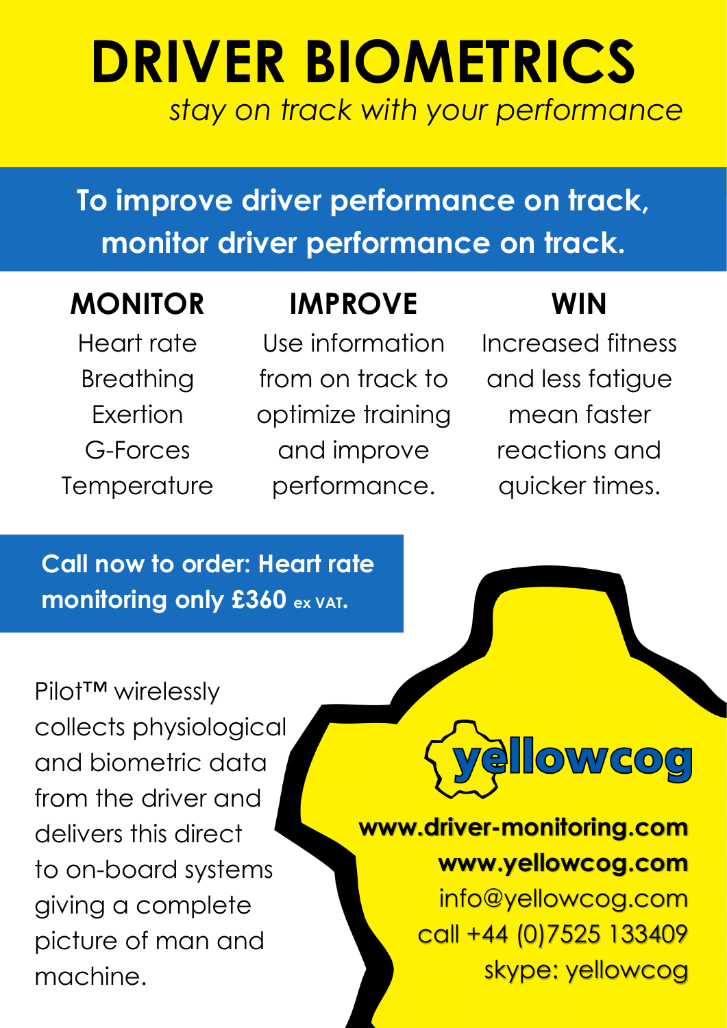# DRIVER BIOMETRICS

*stay on track with your performance*

**To improve driver performance on track, monitor driver performance on track.**

## MONITOR

Heart rate
Breathing
Exertion
G-Forces
Temperature

## IMPROVE

Use information from on track to optimize training and improve performance.

## WIN

Increased fitness and less fatigue mean faster reactions and quicker times.

**Call now to order: Heart rate monitoring only £360** ex VAT.

Pilot™ wirelessly collects physiological and biometric data from the driver and delivers this direct to on-board systems giving a complete picture of man and machine.

yellowcog

**www.driver-monitoring.com**
**www.yellowcog.com**
info@yellowcog.com
call +44 (0)7525 133409
skype: yellowcog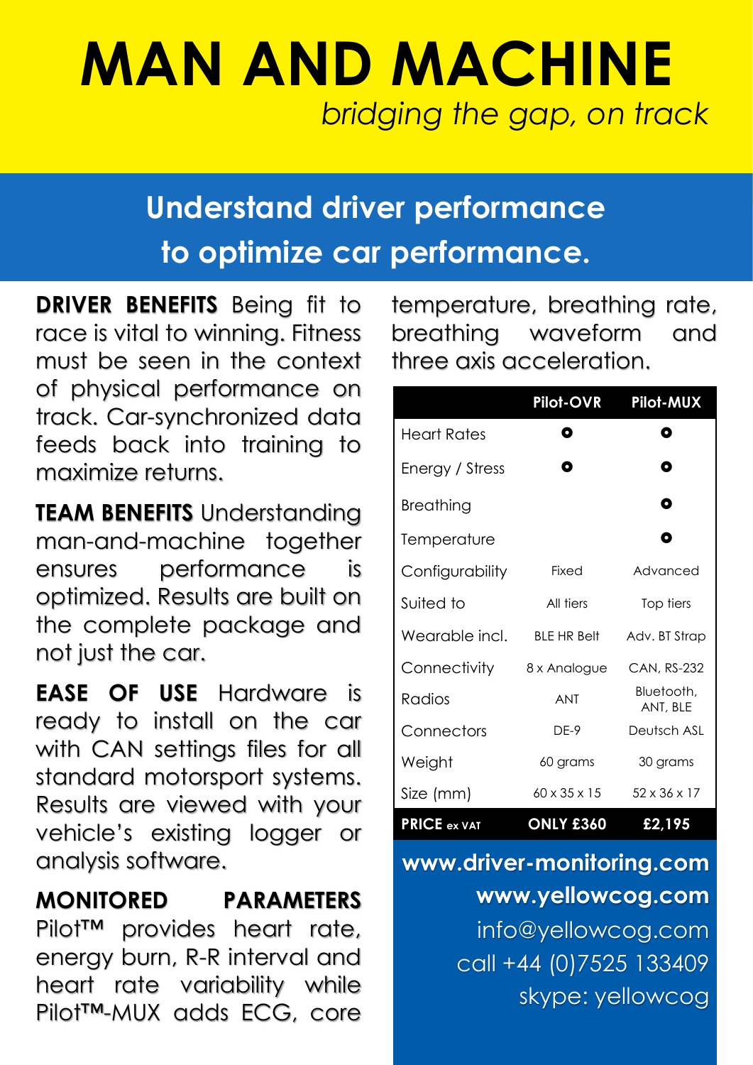# MAN AND MACHINE

*bridging the gap, on track*

## Understand driver performance to optimize car performance.

**DRIVER BENEFITS** Being fit to race is vital to winning. Fitness must be seen in the context of physical performance on track. Car-synchronized data feeds back into training to maximize returns.

**TEAM BENEFITS** Understanding man-and-machine together ensures performance is optimized. Results are built on the complete package and not just the car.

**EASE OF USE** Hardware is ready to install on the car with CAN settings files for all standard motorsport systems. Results are viewed with your vehicle's existing logger or analysis software.

**MONITORED PARAMETERS** Pilot™ provides heart rate, energy burn, R-R interval and heart rate variability while Pilot™-MUX adds ECG, core temperature, breathing rate, breathing waveform and three axis acceleration.

| | Pilot-OVR | Pilot-MUX |
|---|---|---|
| Heart Rates | ● | ● |
| Energy / Stress | ● | ● |
| Breathing | | ● |
| Temperature | | ● |
| Configurability | Fixed | Advanced |
| Suited to | All tiers | Top tiers |
| Wearable incl. | BLE HR Belt | Adv. BT Strap |
| Connectivity | 8 x Analogue | CAN, RS-232 |
| Radios | ANT | Bluetooth, ANT, BLE |
| Connectors | DE-9 | Deutsch ASL |
| Weight | 60 grams | 30 grams |
| Size (mm) | 60 x 35 x 15 | 52 x 36 x 17 |
| **PRICE ex VAT** | **ONLY £360** | **£2,195** |

**www.driver-monitoring.com**
**www.yellowcog.com**
info@yellowcog.com
call +44 (0)7525 133409
skype: yellowcog